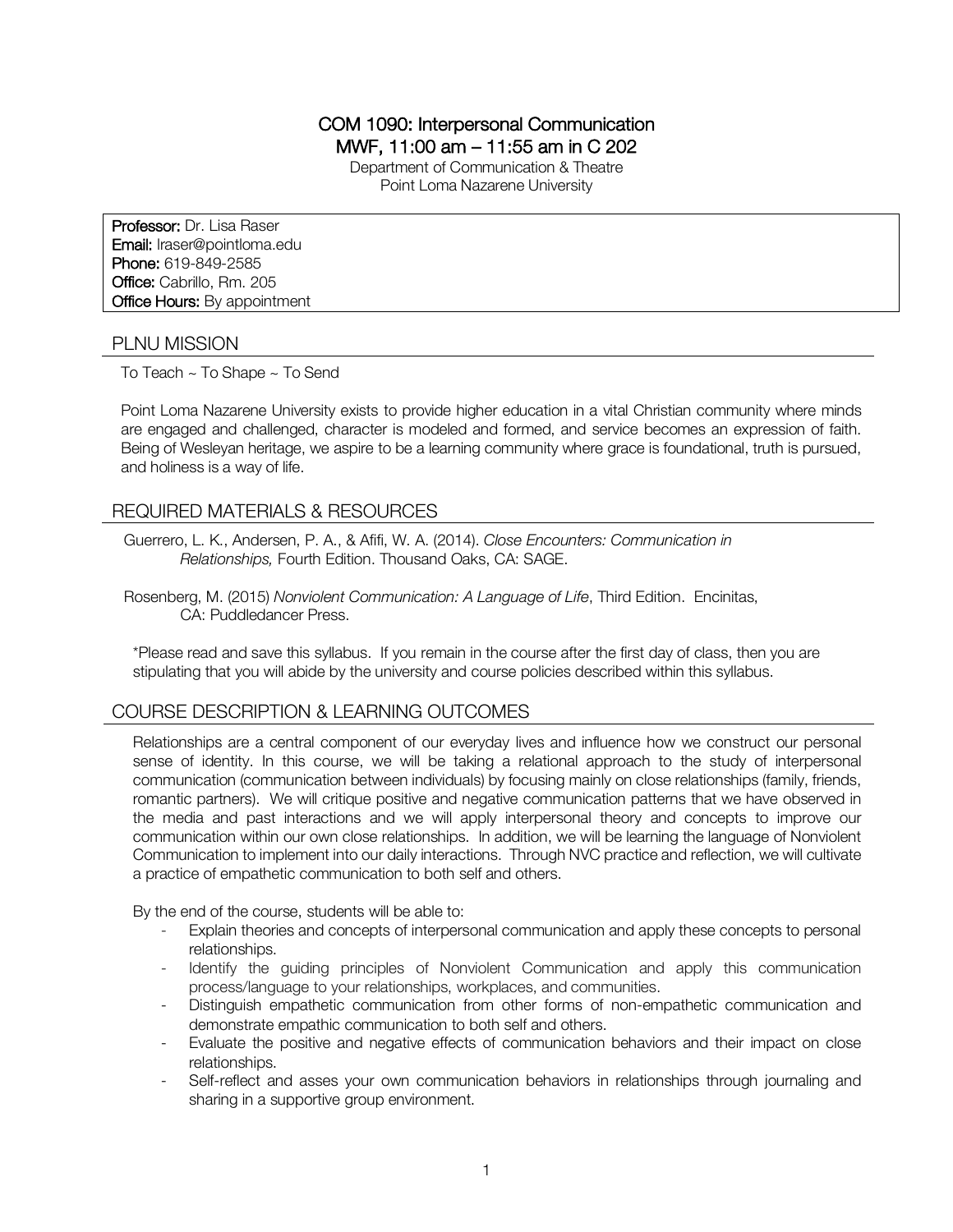# COM 1090: Interpersonal Communication
## MWF, 11:00 am – 11:55 am in C 202

Department of Communication & Theatre
Point Loma Nazarene University

**Professor:** Dr. Lisa Raser
**Email:** lraser@pointloma.edu
**Phone:** 619-849-2585
**Office:** Cabrillo, Rm. 205
**Office Hours:** By appointment

## PLNU MISSION

To Teach ~ To Shape ~ To Send

Point Loma Nazarene University exists to provide higher education in a vital Christian community where minds are engaged and challenged, character is modeled and formed, and service becomes an expression of faith. Being of Wesleyan heritage, we aspire to be a learning community where grace is foundational, truth is pursued, and holiness is a way of life.

## REQUIRED MATERIALS & RESOURCES

Guerrero, L. K., Andersen, P. A., & Afifi, W. A. (2014). *Close Encounters: Communication in Relationships,* Fourth Edition. Thousand Oaks, CA: SAGE.

Rosenberg, M. (2015) *Nonviolent Communication: A Language of Life*, Third Edition. Encinitas, CA: Puddledancer Press.

*Please read and save this syllabus. If you remain in the course after the first day of class, then you are stipulating that you will abide by the university and course policies described within this syllabus.

## COURSE DESCRIPTION & LEARNING OUTCOMES

Relationships are a central component of our everyday lives and influence how we construct our personal sense of identity. In this course, we will be taking a relational approach to the study of interpersonal communication (communication between individuals) by focusing mainly on close relationships (family, friends, romantic partners). We will critique positive and negative communication patterns that we have observed in the media and past interactions and we will apply interpersonal theory and concepts to improve our communication within our own close relationships. In addition, we will be learning the language of Nonviolent Communication to implement into our daily interactions. Through NVC practice and reflection, we will cultivate a practice of empathetic communication to both self and others.

By the end of the course, students will be able to:

- Explain theories and concepts of interpersonal communication and apply these concepts to personal relationships.
- Identify the guiding principles of Nonviolent Communication and apply this communication process/language to your relationships, workplaces, and communities.
- Distinguish empathetic communication from other forms of non-empathetic communication and demonstrate empathic communication to both self and others.
- Evaluate the positive and negative effects of communication behaviors and their impact on close relationships.
- Self-reflect and asses your own communication behaviors in relationships through journaling and sharing in a supportive group environment.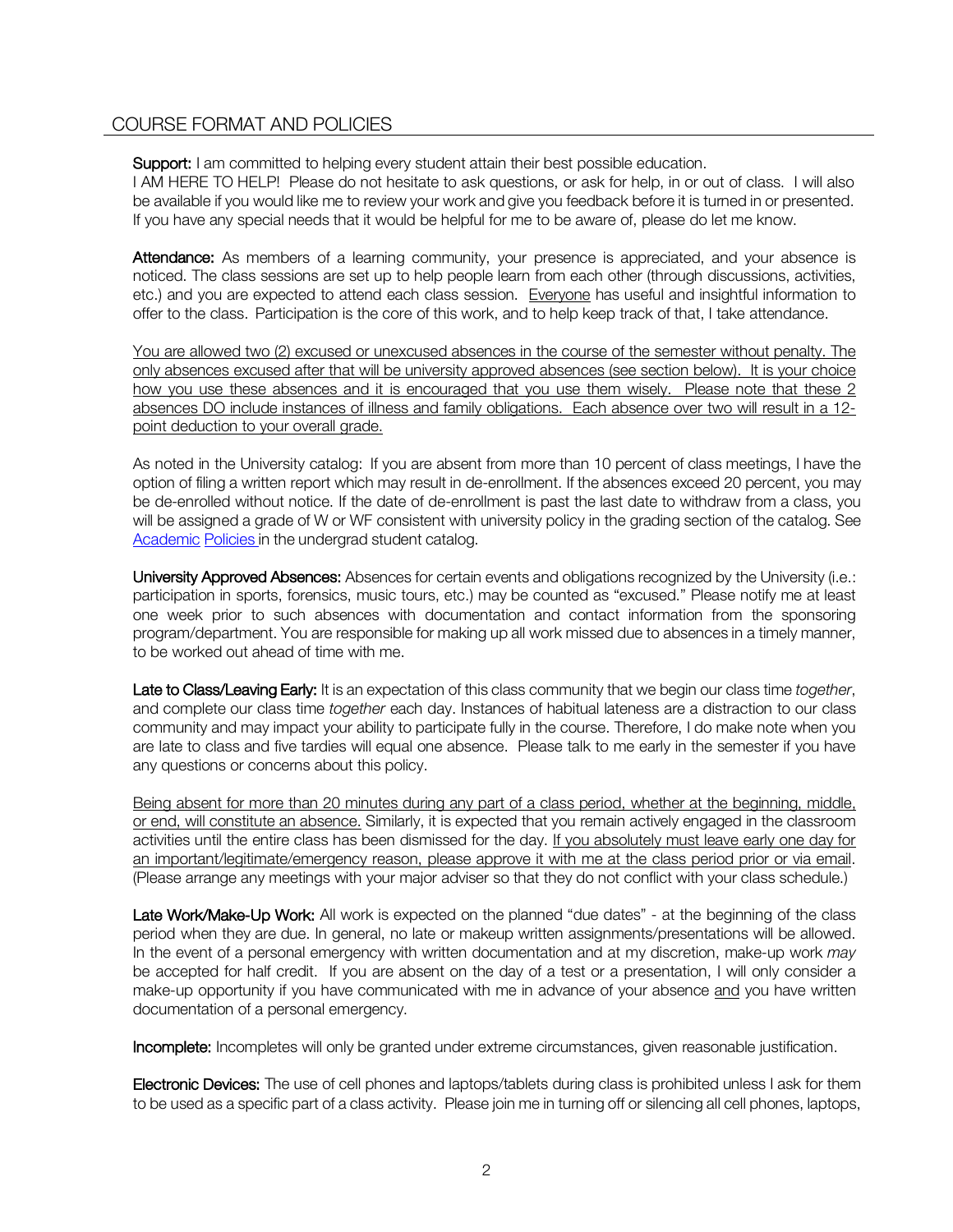## COURSE FORMAT AND POLICIES

**Support:** I am committed to helping every student attain their best possible education.
I AM HERE TO HELP! Please do not hesitate to ask questions, or ask for help, in or out of class. I will also be available if you would like me to review your work and give you feedback before it is turned in or presented. If you have any special needs that it would be helpful for me to be aware of, please do let me know.

**Attendance:** As members of a learning community, your presence is appreciated, and your absence is noticed. The class sessions are set up to help people learn from each other (through discussions, activities, etc.) and you are expected to attend each class session. Everyone has useful and insightful information to offer to the class. Participation is the core of this work, and to help keep track of that, I take attendance.

You are allowed two (2) excused or unexcused absences in the course of the semester without penalty. The only absences excused after that will be university approved absences (see section below). It is your choice how you use these absences and it is encouraged that you use them wisely. Please note that these 2 absences DO include instances of illness and family obligations. Each absence over two will result in a 12-point deduction to your overall grade.

As noted in the University catalog: If you are absent from more than 10 percent of class meetings, I have the option of filing a written report which may result in de-enrollment. If the absences exceed 20 percent, you may be de-enrolled without notice. If the date of de-enrollment is past the last date to withdraw from a class, you will be assigned a grade of W or WF consistent with university policy in the grading section of the catalog. See Academic Policies in the undergrad student catalog.

**University Approved Absences:** Absences for certain events and obligations recognized by the University (i.e.: participation in sports, forensics, music tours, etc.) may be counted as "excused." Please notify me at least one week prior to such absences with documentation and contact information from the sponsoring program/department. You are responsible for making up all work missed due to absences in a timely manner, to be worked out ahead of time with me.

**Late to Class/Leaving Early:** It is an expectation of this class community that we begin our class time *together*, and complete our class time *together* each day. Instances of habitual lateness are a distraction to our class community and may impact your ability to participate fully in the course. Therefore, I do make note when you are late to class and five tardies will equal one absence. Please talk to me early in the semester if you have any questions or concerns about this policy.

Being absent for more than 20 minutes during any part of a class period, whether at the beginning, middle, or end, will constitute an absence. Similarly, it is expected that you remain actively engaged in the classroom activities until the entire class has been dismissed for the day. If you absolutely must leave early one day for an important/legitimate/emergency reason, please approve it with me at the class period prior or via email. (Please arrange any meetings with your major adviser so that they do not conflict with your class schedule.)

**Late Work/Make-Up Work:** All work is expected on the planned "due dates" - at the beginning of the class period when they are due. In general, no late or makeup written assignments/presentations will be allowed. In the event of a personal emergency with written documentation and at my discretion, make-up work *may* be accepted for half credit. If you are absent on the day of a test or a presentation, I will only consider a make-up opportunity if you have communicated with me in advance of your absence and you have written documentation of a personal emergency.

**Incomplete:** Incompletes will only be granted under extreme circumstances, given reasonable justification.

**Electronic Devices:** The use of cell phones and laptops/tablets during class is prohibited unless I ask for them to be used as a specific part of a class activity. Please join me in turning off or silencing all cell phones, laptops,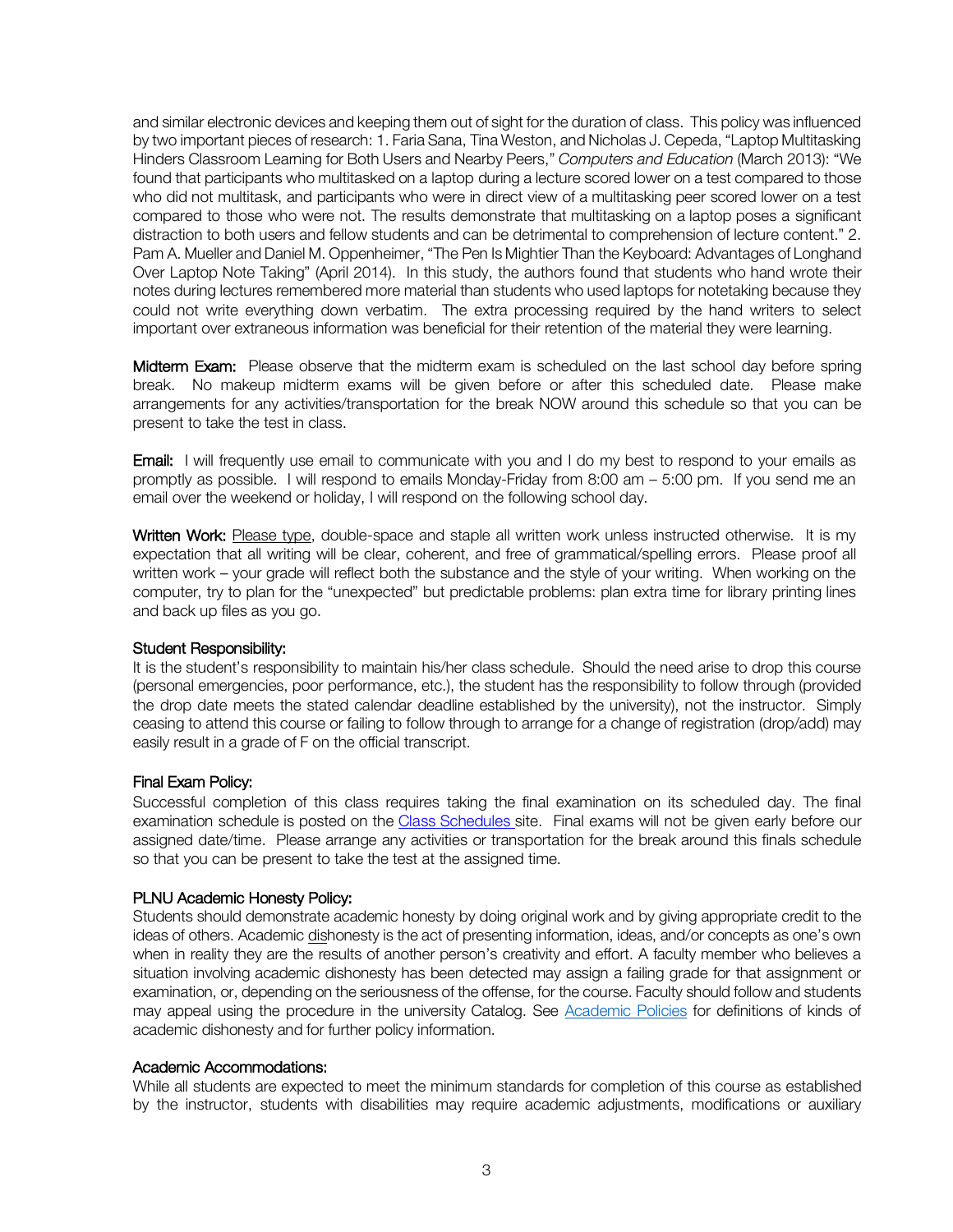and similar electronic devices and keeping them out of sight for the duration of class. This policy was influenced by two important pieces of research: 1. Faria Sana, Tina Weston, and Nicholas J. Cepeda, "Laptop Multitasking Hinders Classroom Learning for Both Users and Nearby Peers," *Computers and Education* (March 2013): "We found that participants who multitasked on a laptop during a lecture scored lower on a test compared to those who did not multitask, and participants who were in direct view of a multitasking peer scored lower on a test compared to those who were not. The results demonstrate that multitasking on a laptop poses a significant distraction to both users and fellow students and can be detrimental to comprehension of lecture content." 2. Pam A. Mueller and Daniel M. Oppenheimer, "The Pen Is Mightier Than the Keyboard: Advantages of Longhand Over Laptop Note Taking" (April 2014). In this study, the authors found that students who hand wrote their notes during lectures remembered more material than students who used laptops for notetaking because they could not write everything down verbatim. The extra processing required by the hand writers to select important over extraneous information was beneficial for their retention of the material they were learning.

**Midterm Exam:** Please observe that the midterm exam is scheduled on the last school day before spring break. No makeup midterm exams will be given before or after this scheduled date. Please make arrangements for any activities/transportation for the break NOW around this schedule so that you can be present to take the test in class.

**Email:** I will frequently use email to communicate with you and I do my best to respond to your emails as promptly as possible. I will respond to emails Monday-Friday from 8:00 am – 5:00 pm. If you send me an email over the weekend or holiday, I will respond on the following school day.

**Written Work:** Please type, double-space and staple all written work unless instructed otherwise. It is my expectation that all writing will be clear, coherent, and free of grammatical/spelling errors. Please proof all written work – your grade will reflect both the substance and the style of your writing. When working on the computer, try to plan for the "unexpected" but predictable problems: plan extra time for library printing lines and back up files as you go.

**Student Responsibility:**

It is the student's responsibility to maintain his/her class schedule. Should the need arise to drop this course (personal emergencies, poor performance, etc.), the student has the responsibility to follow through (provided the drop date meets the stated calendar deadline established by the university), not the instructor. Simply ceasing to attend this course or failing to follow through to arrange for a change of registration (drop/add) may easily result in a grade of F on the official transcript.

**Final Exam Policy:**

Successful completion of this class requires taking the final examination on its scheduled day. The final examination schedule is posted on the Class Schedules site. Final exams will not be given early before our assigned date/time. Please arrange any activities or transportation for the break around this finals schedule so that you can be present to take the test at the assigned time.

**PLNU Academic Honesty Policy:**

Students should demonstrate academic honesty by doing original work and by giving appropriate credit to the ideas of others. Academic dishonesty is the act of presenting information, ideas, and/or concepts as one's own when in reality they are the results of another person's creativity and effort. A faculty member who believes a situation involving academic dishonesty has been detected may assign a failing grade for that assignment or examination, or, depending on the seriousness of the offense, for the course. Faculty should follow and students may appeal using the procedure in the university Catalog. See Academic Policies for definitions of kinds of academic dishonesty and for further policy information.

**Academic Accommodations:**

While all students are expected to meet the minimum standards for completion of this course as established by the instructor, students with disabilities may require academic adjustments, modifications or auxiliary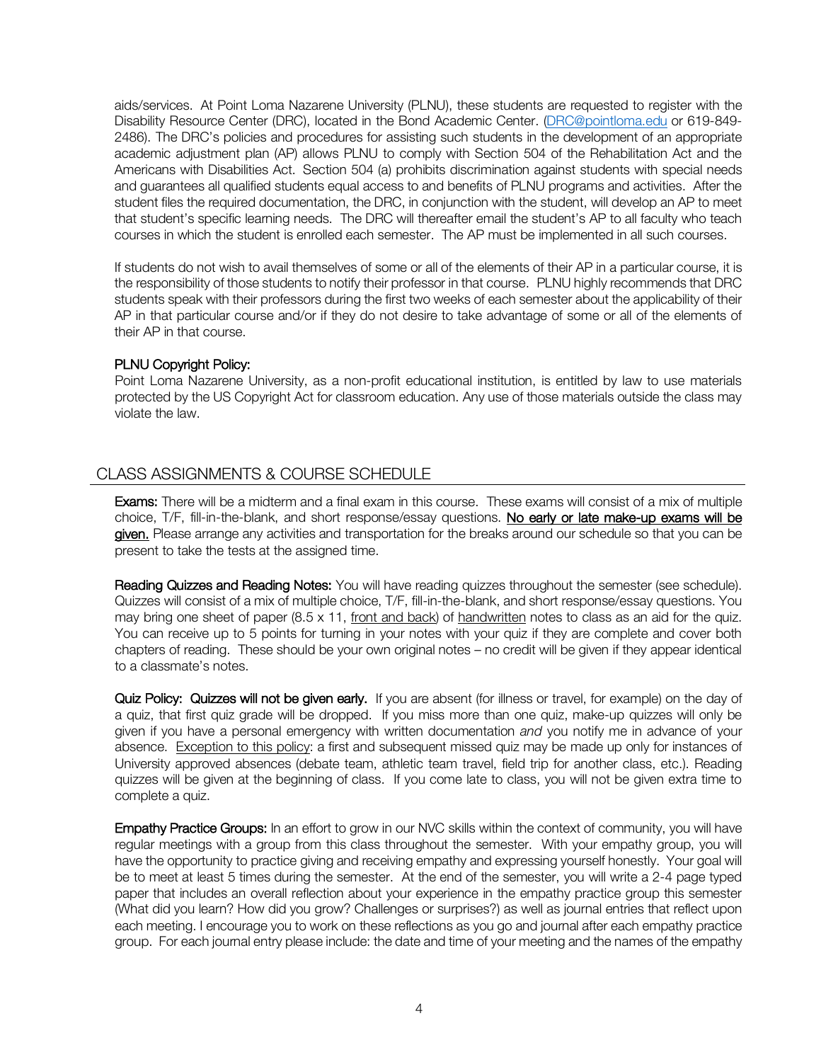aids/services. At Point Loma Nazarene University (PLNU), these students are requested to register with the Disability Resource Center (DRC), located in the Bond Academic Center. (DRC@pointloma.edu or 619-849-2486). The DRC's policies and procedures for assisting such students in the development of an appropriate academic adjustment plan (AP) allows PLNU to comply with Section 504 of the Rehabilitation Act and the Americans with Disabilities Act. Section 504 (a) prohibits discrimination against students with special needs and guarantees all qualified students equal access to and benefits of PLNU programs and activities. After the student files the required documentation, the DRC, in conjunction with the student, will develop an AP to meet that student's specific learning needs. The DRC will thereafter email the student's AP to all faculty who teach courses in which the student is enrolled each semester. The AP must be implemented in all such courses.

If students do not wish to avail themselves of some or all of the elements of their AP in a particular course, it is the responsibility of those students to notify their professor in that course. PLNU highly recommends that DRC students speak with their professors during the first two weeks of each semester about the applicability of their AP in that particular course and/or if they do not desire to take advantage of some or all of the elements of their AP in that course.

**PLNU Copyright Policy:**
Point Loma Nazarene University, as a non-profit educational institution, is entitled by law to use materials protected by the US Copyright Act for classroom education. Any use of those materials outside the class may violate the law.

## CLASS ASSIGNMENTS & COURSE SCHEDULE

**Exams:** There will be a midterm and a final exam in this course. These exams will consist of a mix of multiple choice, T/F, fill-in-the-blank, and short response/essay questions. **No early or late make-up exams will be given.** Please arrange any activities and transportation for the breaks around our schedule so that you can be present to take the tests at the assigned time.

**Reading Quizzes and Reading Notes:** You will have reading quizzes throughout the semester (see schedule). Quizzes will consist of a mix of multiple choice, T/F, fill-in-the-blank, and short response/essay questions. You may bring one sheet of paper (8.5 x 11, front and back) of handwritten notes to class as an aid for the quiz. You can receive up to 5 points for turning in your notes with your quiz if they are complete and cover both chapters of reading. These should be your own original notes – no credit will be given if they appear identical to a classmate's notes.

**Quiz Policy: Quizzes will not be given early.** If you are absent (for illness or travel, for example) on the day of a quiz, that first quiz grade will be dropped. If you miss more than one quiz, make-up quizzes will only be given if you have a personal emergency with written documentation *and* you notify me in advance of your absence. Exception to this policy: a first and subsequent missed quiz may be made up only for instances of University approved absences (debate team, athletic team travel, field trip for another class, etc.). Reading quizzes will be given at the beginning of class. If you come late to class, you will not be given extra time to complete a quiz.

**Empathy Practice Groups:** In an effort to grow in our NVC skills within the context of community, you will have regular meetings with a group from this class throughout the semester. With your empathy group, you will have the opportunity to practice giving and receiving empathy and expressing yourself honestly. Your goal will be to meet at least 5 times during the semester. At the end of the semester, you will write a 2-4 page typed paper that includes an overall reflection about your experience in the empathy practice group this semester (What did you learn? How did you grow? Challenges or surprises?) as well as journal entries that reflect upon each meeting. I encourage you to work on these reflections as you go and journal after each empathy practice group. For each journal entry please include: the date and time of your meeting and the names of the empathy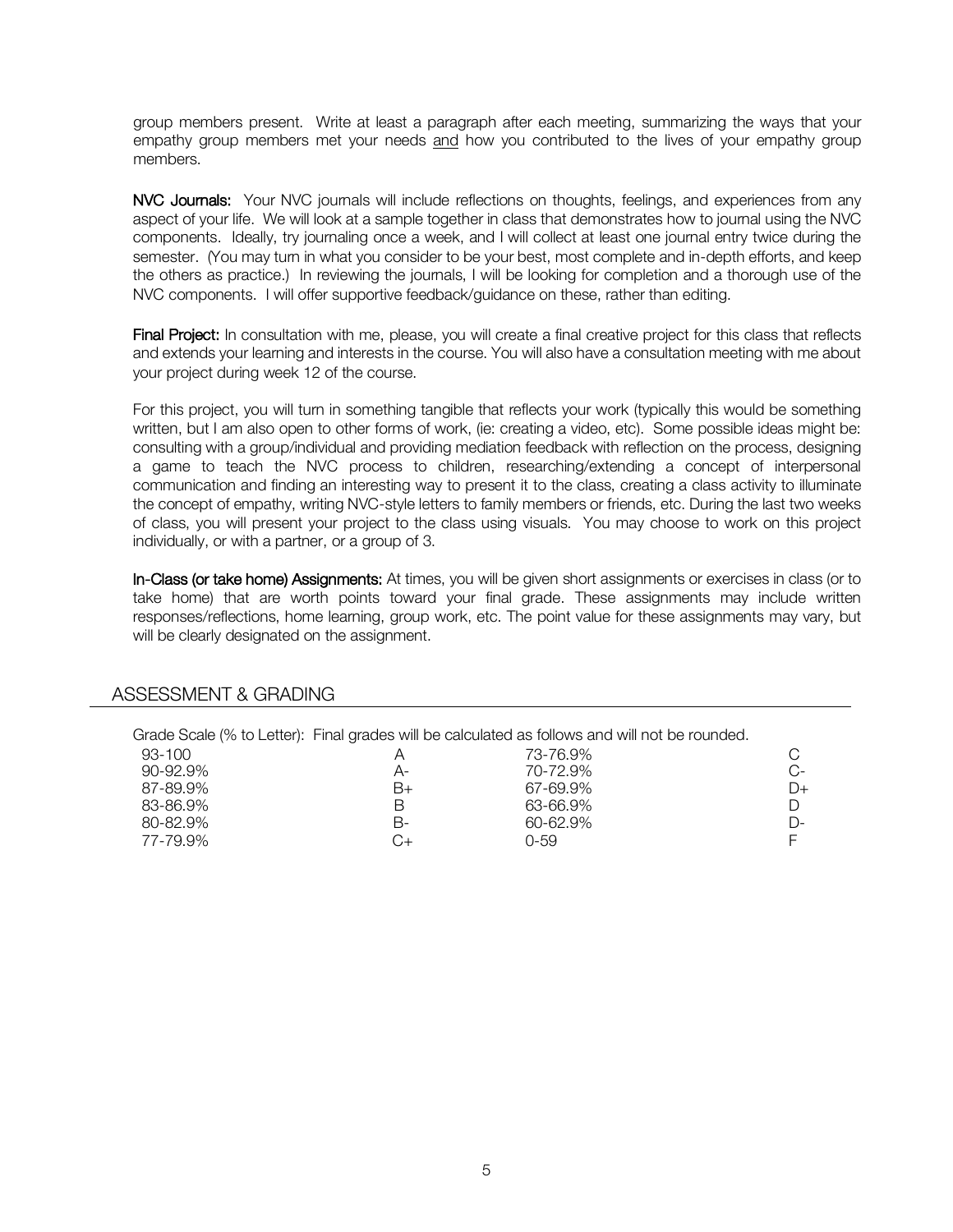group members present. Write at least a paragraph after each meeting, summarizing the ways that your empathy group members met your needs and how you contributed to the lives of your empathy group members.

**NVC Journals:** Your NVC journals will include reflections on thoughts, feelings, and experiences from any aspect of your life. We will look at a sample together in class that demonstrates how to journal using the NVC components. Ideally, try journaling once a week, and I will collect at least one journal entry twice during the semester. (You may turn in what you consider to be your best, most complete and in-depth efforts, and keep the others as practice.) In reviewing the journals, I will be looking for completion and a thorough use of the NVC components. I will offer supportive feedback/guidance on these, rather than editing.

**Final Project:** In consultation with me, please, you will create a final creative project for this class that reflects and extends your learning and interests in the course. You will also have a consultation meeting with me about your project during week 12 of the course.

For this project, you will turn in something tangible that reflects your work (typically this would be something written, but I am also open to other forms of work, (ie: creating a video, etc). Some possible ideas might be: consulting with a group/individual and providing mediation feedback with reflection on the process, designing a game to teach the NVC process to children, researching/extending a concept of interpersonal communication and finding an interesting way to present it to the class, creating a class activity to illuminate the concept of empathy, writing NVC-style letters to family members or friends, etc. During the last two weeks of class, you will present your project to the class using visuals. You may choose to work on this project individually, or with a partner, or a group of 3.

**In-Class (or take home) Assignments:** At times, you will be given short assignments or exercises in class (or to take home) that are worth points toward your final grade. These assignments may include written responses/reflections, home learning, group work, etc. The point value for these assignments may vary, but will be clearly designated on the assignment.

## ASSESSMENT & GRADING

Grade Scale (% to Letter): Final grades will be calculated as follows and will not be rounded.

| | | | |
|---|---|---|---|
| 93-100 | A | 73-76.9% | C |
| 90-92.9% | A- | 70-72.9% | C- |
| 87-89.9% | B+ | 67-69.9% | D+ |
| 83-86.9% | B | 63-66.9% | D |
| 80-82.9% | B- | 60-62.9% | D- |
| 77-79.9% | C+ | 0-59 | F |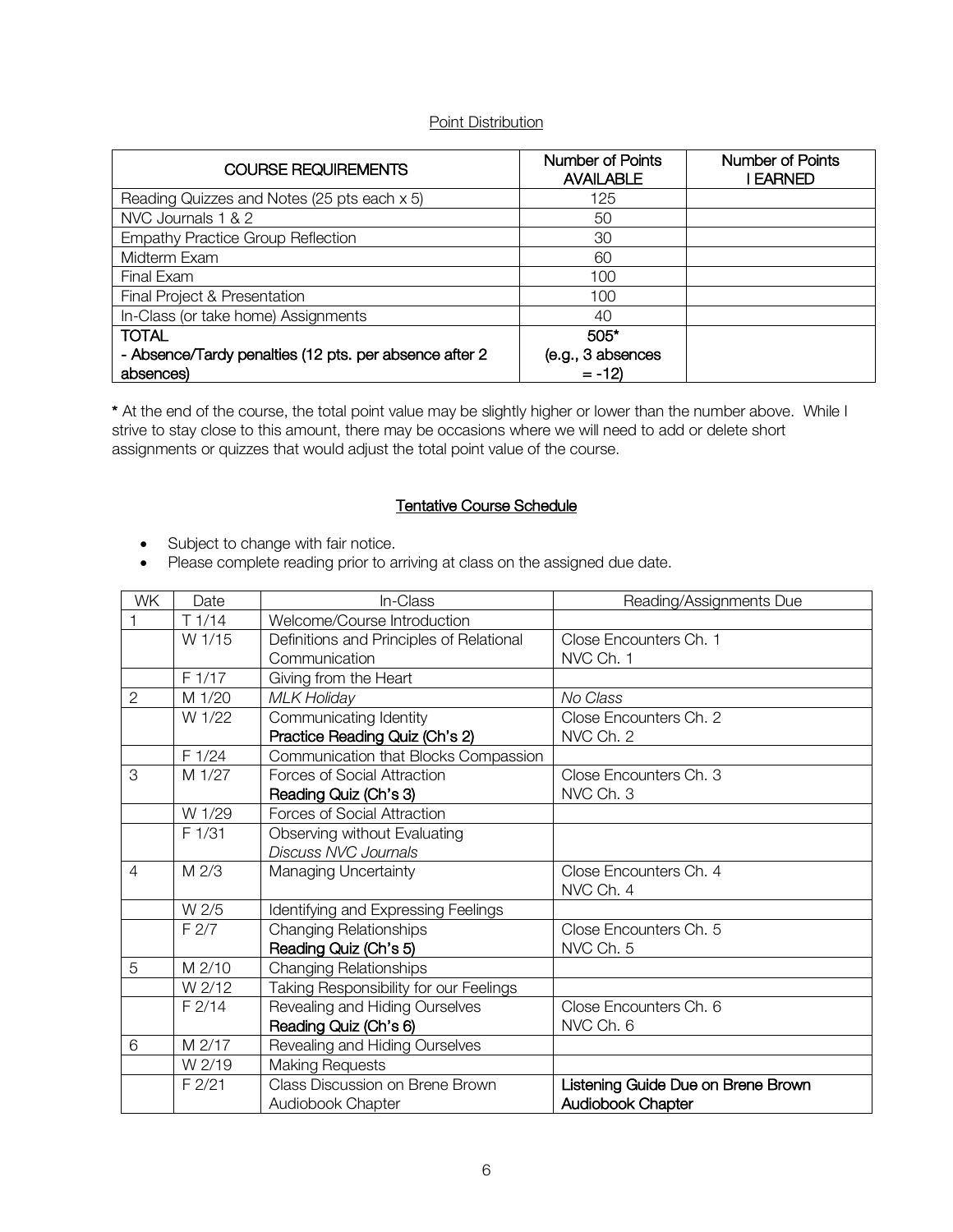## Point Distribution

| COURSE REQUIREMENTS | Number of Points AVAILABLE | Number of Points I EARNED |
|---|---|---|
| Reading Quizzes and Notes (25 pts each x 5) | 125 | |
| NVC Journals 1 & 2 | 50 | |
| Empathy Practice Group Reflection | 30 | |
| Midterm Exam | 60 | |
| Final Exam | 100 | |
| Final Project & Presentation | 100 | |
| In-Class (or take home) Assignments | 40 | |
| **TOTAL** **- Absence/Tardy penalties (12 pts. per absence after 2 absences)** | **505*** **(e.g., 3 absences = -12)** | |

**\*** At the end of the course, the total point value may be slightly higher or lower than the number above. While I strive to stay close to this amount, there may be occasions where we will need to add or delete short assignments or quizzes that would adjust the total point value of the course.

## Tentative Course Schedule

- Subject to change with fair notice.
- Please complete reading prior to arriving at class on the assigned due date.

| WK | Date | In-Class | Reading/Assignments Due |
|---|---|---|---|
| 1 | T 1/14 | Welcome/Course Introduction | |
| | W 1/15 | Definitions and Principles of Relational Communication | Close Encounters Ch. 1 NVC Ch. 1 |
| | F 1/17 | Giving from the Heart | |
| 2 | M 1/20 | *MLK Holiday* | *No Class* |
| | W 1/22 | Communicating Identity **Practice Reading Quiz (Ch's 2)** | Close Encounters Ch. 2 NVC Ch. 2 |
| | F 1/24 | Communication that Blocks Compassion | |
| 3 | M 1/27 | Forces of Social Attraction **Reading Quiz (Ch's 3)** | Close Encounters Ch. 3 NVC Ch. 3 |
| | W 1/29 | Forces of Social Attraction | |
| | F 1/31 | Observing without Evaluating *Discuss NVC Journals* | |
| 4 | M 2/3 | Managing Uncertainty | Close Encounters Ch. 4 NVC Ch. 4 |
| | W 2/5 | Identifying and Expressing Feelings | |
| | F 2/7 | Changing Relationships **Reading Quiz (Ch's 5)** | Close Encounters Ch. 5 NVC Ch. 5 |
| 5 | M 2/10 | Changing Relationships | |
| | W 2/12 | Taking Responsibility for our Feelings | |
| | F 2/14 | Revealing and Hiding Ourselves **Reading Quiz (Ch's 6)** | Close Encounters Ch. 6 NVC Ch. 6 |
| 6 | M 2/17 | Revealing and Hiding Ourselves | |
| | W 2/19 | Making Requests | |
| | F 2/21 | Class Discussion on Brene Brown Audiobook Chapter | **Listening Guide Due on Brene Brown Audiobook Chapter** |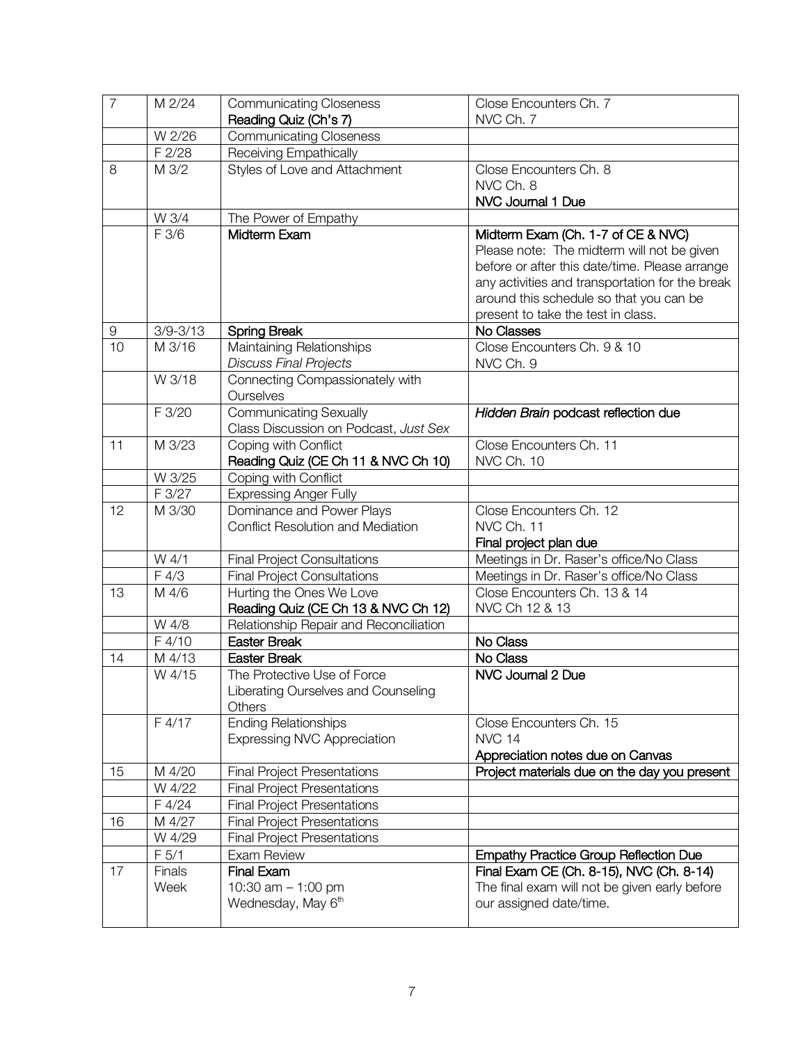| | | | |
|---|---|---|---|
| 7 | M 2/24 | Communicating Closeness<br>**Reading Quiz (Ch's 7)** | Close Encounters Ch. 7<br>NVC Ch. 7 |
| | W 2/26 | Communicating Closeness | |
| | F 2/28 | Receiving Empathically | |
| 8 | M 3/2 | Styles of Love and Attachment | Close Encounters Ch. 8<br>NVC Ch. 8<br>**NVC Journal 1 Due** |
| | W 3/4 | The Power of Empathy | |
| | F 3/6 | **Midterm Exam** | **Midterm Exam (Ch. 1-7 of CE & NVC)**<br>Please note: The midterm will not be given before or after this date/time. Please arrange any activities and transportation for the break around this schedule so that you can be present to take the test in class. |
| 9 | 3/9-3/13 | **Spring Break** | **No Classes** |
| 10 | M 3/16 | Maintaining Relationships<br>*Discuss Final Projects* | Close Encounters Ch. 9 & 10<br>NVC Ch. 9 |
| | W 3/18 | Connecting Compassionately with Ourselves | |
| | F 3/20 | Communicating Sexually<br>Class Discussion on Podcast, *Just Sex* | ***Hidden Brain* podcast reflection due** |
| 11 | M 3/23 | Coping with Conflict<br>**Reading Quiz (CE Ch 11 & NVC Ch 10)** | Close Encounters Ch. 11<br>NVC Ch. 10 |
| | W 3/25 | Coping with Conflict | |
| | F 3/27 | Expressing Anger Fully | |
| 12 | M 3/30 | Dominance and Power Plays<br>Conflict Resolution and Mediation | Close Encounters Ch. 12<br>NVC Ch. 11<br>**Final project plan due** |
| | W 4/1 | Final Project Consultations | Meetings in Dr. Raser's office/No Class |
| | F 4/3 | Final Project Consultations | Meetings in Dr. Raser's office/No Class |
| 13 | M 4/6 | Hurting the Ones We Love<br>**Reading Quiz (CE Ch 13 & NVC Ch 12)** | Close Encounters Ch. 13 & 14<br>NVC Ch 12 & 13 |
| | W 4/8 | Relationship Repair and Reconciliation | |
| | F 4/10 | **Easter Break** | **No Class** |
| 14 | M 4/13 | **Easter Break** | **No Class** |
| | W 4/15 | The Protective Use of Force<br>Liberating Ourselves and Counseling Others | **NVC Journal 2 Due** |
| | F 4/17 | Ending Relationships<br>Expressing NVC Appreciation | Close Encounters Ch. 15<br>NVC 14<br>**Appreciation notes due on Canvas** |
| 15 | M 4/20 | Final Project Presentations | **Project materials due on the day you present** |
| | W 4/22 | Final Project Presentations | |
| | F 4/24 | Final Project Presentations | |
| 16 | M 4/27 | Final Project Presentations | |
| | W 4/29 | Final Project Presentations | |
| | F 5/1 | Exam Review | **Empathy Practice Group Reflection Due** |
| 17 | Finals Week | **Final Exam**<br>10:30 am – 1:00 pm<br>Wednesday, May 6th | **Final Exam CE (Ch. 8-15), NVC (Ch. 8-14)**<br>The final exam will not be given early before our assigned date/time. |